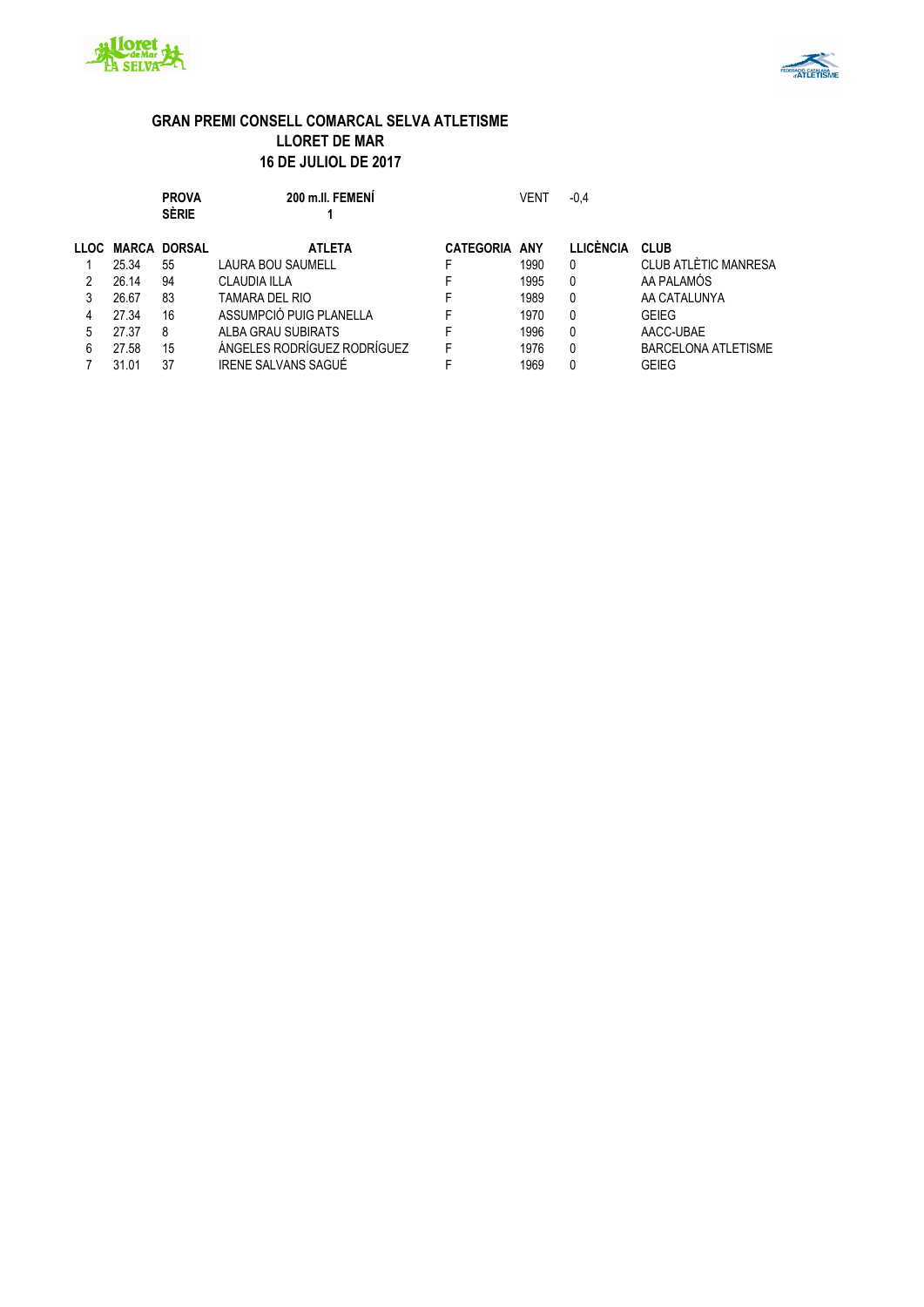# GRAN PREMI CONSELL COMARCAL SELVA ATLETISME
## LLORET DE MAR
## 16 DE JULIOL DE 2017

**PROVA** 200 m.ll. FEMENÍ — VENT -0,4

**SÈRIE** 1

| LLOC | MARCA | DORSAL | ATLETA | CATEGORIA | ANY | LLICÈNCIA | CLUB |
|---|---|---|---|---|---|---|---|
| 1 | 25.34 | 55 | LAURA BOU SAUMELL | F | 1990 | 0 | CLUB ATLÈTIC MANRESA |
| 2 | 26.14 | 94 | CLAUDIA ILLA | F | 1995 | 0 | AA PALAMÓS |
| 3 | 26.67 | 83 | TAMARA DEL RIO | F | 1989 | 0 | AA CATALUNYA |
| 4 | 27.34 | 16 | ASSUMPCIÓ PUIG PLANELLA | F | 1970 | 0 | GEIEG |
| 5 | 27.37 | 8 | ALBA GRAU SUBIRATS | F | 1996 | 0 | AACC-UBAE |
| 6 | 27.58 | 15 | ÁNGELES RODRÍGUEZ RODRÍGUEZ | F | 1976 | 0 | BARCELONA ATLETISME |
| 7 | 31.01 | 37 | IRENE SALVANS SAGUÉ | F | 1969 | 0 | GEIEG |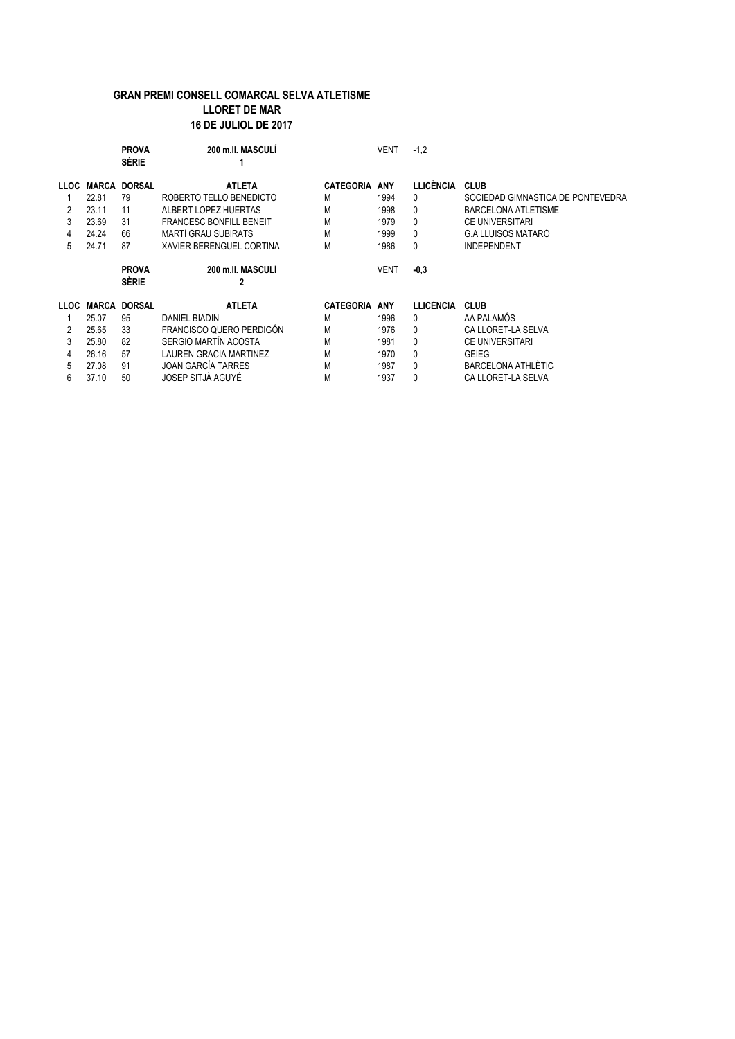**GRAN PREMI CONSELL COMARCAL SELVA ATLETISME**
**LLORET DE MAR**
**16 DE JULIOL DE 2017**

**PROVA** 200 m.ll. MASCULÍ — VENT -1,2
**SÈRIE** 1

| LLOC | MARCA | DORSAL | ATLETA | CATEGORIA | ANY | LLICÈNCIA | CLUB |
|---|---|---|---|---|---|---|---|
| 1 | 22.81 | 79 | ROBERTO TELLO BENEDICTO | M | 1994 | 0 | SOCIEDAD GIMNASTICA DE PONTEVEDRA |
| 2 | 23.11 | 11 | ALBERT LOPEZ HUERTAS | M | 1998 | 0 | BARCELONA ATLETISME |
| 3 | 23.69 | 31 | FRANCESC BONFILL BENEIT | M | 1979 | 0 | CE UNIVERSITARI |
| 4 | 24.24 | 66 | MARTÍ GRAU SUBIRATS | M | 1999 | 0 | G.A LLUÏSOS MATARÓ |
| 5 | 24.71 | 87 | XAVIER BERENGUEL CORTINA | M | 1986 | 0 | INDEPENDENT |

**PROVA** 200 m.ll. MASCULÍ — VENT **-0,3**
**SÈRIE** 2

| LLOC | MARCA | DORSAL | ATLETA | CATEGORIA | ANY | LLICÈNCIA | CLUB |
|---|---|---|---|---|---|---|---|
| 1 | 25.07 | 95 | DANIEL BIADIN | M | 1996 | 0 | AA PALAMÓS |
| 2 | 25.65 | 33 | FRANCISCO QUERO PERDIGÓN | M | 1976 | 0 | CA LLORET-LA SELVA |
| 3 | 25.80 | 82 | SERGIO MARTÍN ACOSTA | M | 1981 | 0 | CE UNIVERSITARI |
| 4 | 26.16 | 57 | LAUREN GRACIA MARTINEZ | M | 1970 | 0 | GEIEG |
| 5 | 27.08 | 91 | JOAN GARCÍA TARRES | M | 1987 | 0 | BARCELONA ATHLÈTIC |
| 6 | 37.10 | 50 | JOSEP SITJÀ AGUYÉ | M | 1937 | 0 | CA LLORET-LA SELVA |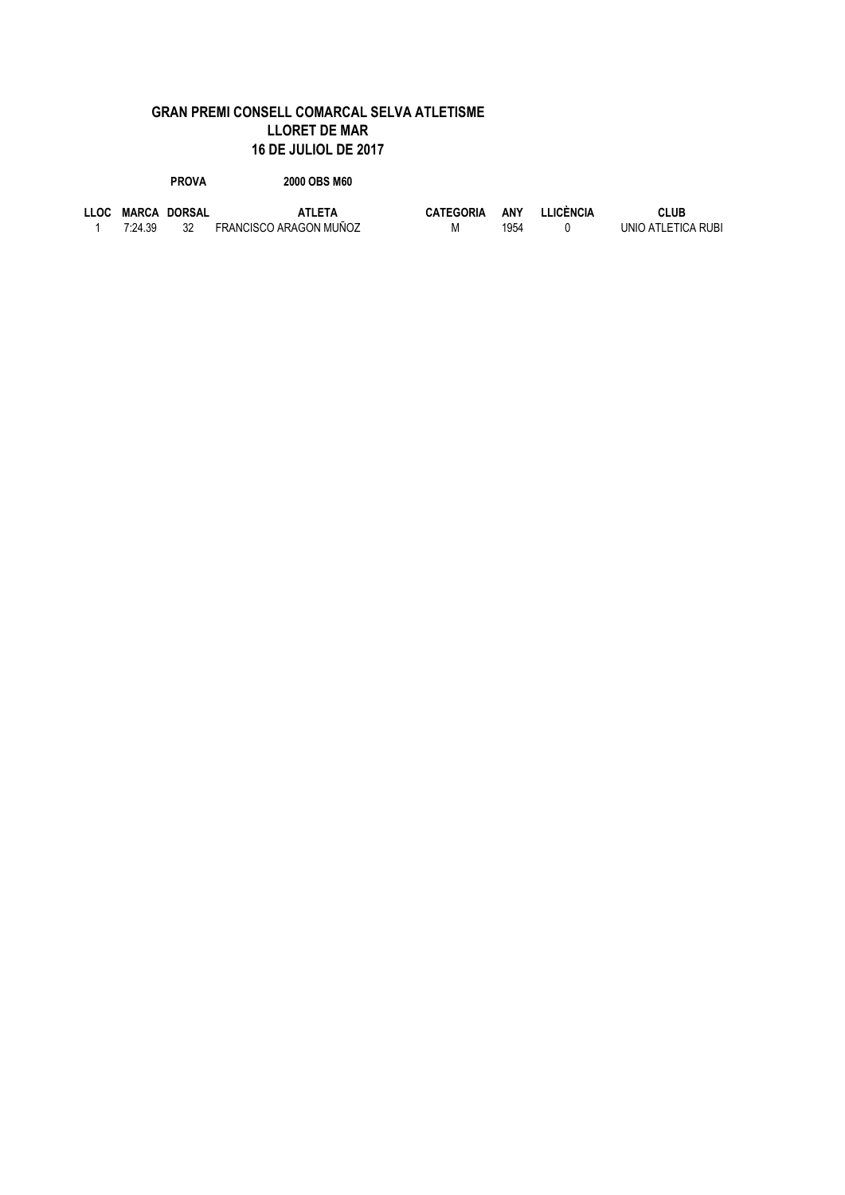**GRAN PREMI CONSELL COMARCAL SELVA ATLETISME**
**LLORET DE MAR**
**16 DE JULIOL DE 2017**

**PROVA** **2000 OBS M60**

| LLOC | MARCA | DORSAL | ATLETA | CATEGORIA | ANY | LLICÈNCIA | CLUB |
| --- | --- | --- | --- | --- | --- | --- | --- |
| 1 | 7:24.39 | 32 | FRANCISCO ARAGON MUÑOZ | M | 1954 | 0 | UNIO ATLETICA RUBI |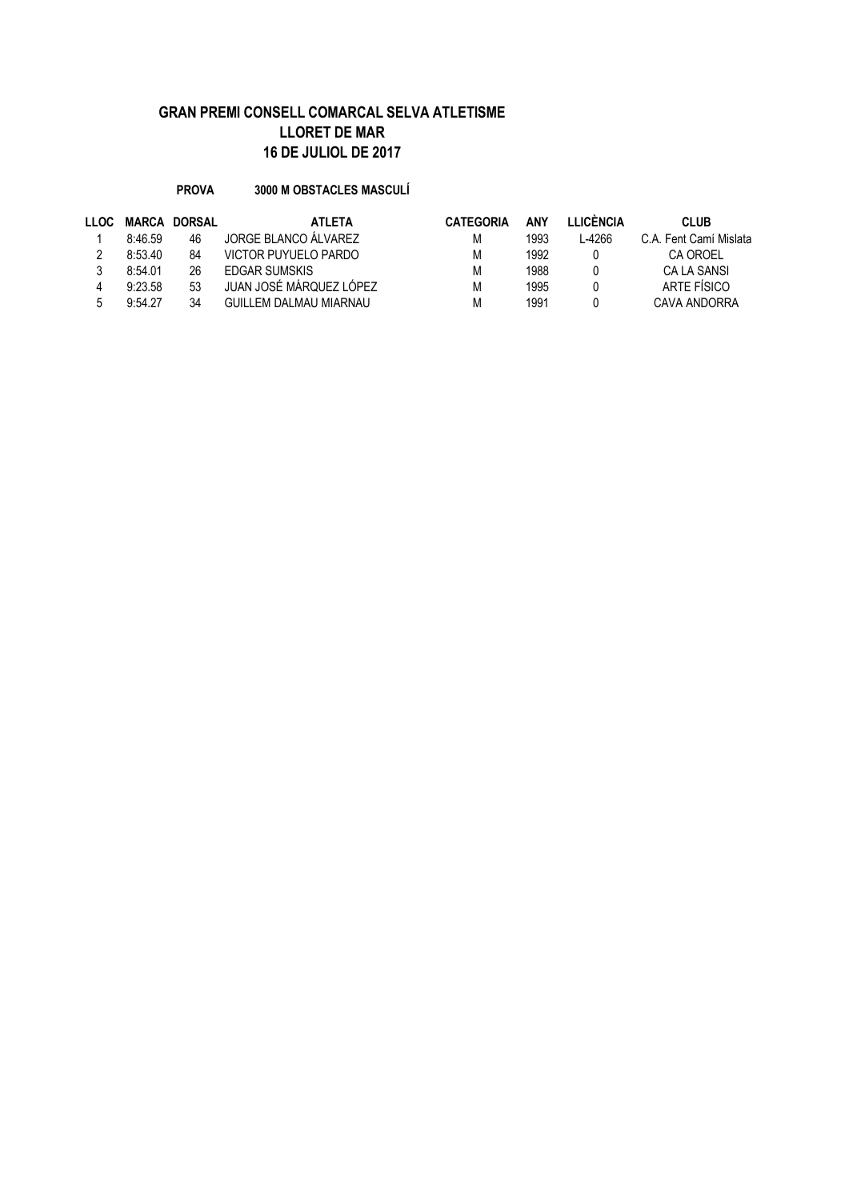**GRAN PREMI CONSELL COMARCAL SELVA ATLETISME**
**LLORET DE MAR**
**16 DE JULIOL DE 2017**

**PROVA** **3000 M OBSTACLES MASCULÍ**

| LLOC | MARCA | DORSAL | ATLETA | CATEGORIA | ANY | LLICÈNCIA | CLUB |
|---|---|---|---|---|---|---|---|
| 1 | 8:46.59 | 46 | JORGE BLANCO ÁLVAREZ | M | 1993 | L-4266 | C.A. Fent Camí Mislata |
| 2 | 8:53.40 | 84 | VICTOR PUYUELO PARDO | M | 1992 | 0 | CA OROEL |
| 3 | 8:54.01 | 26 | EDGAR SUMSKIS | M | 1988 | 0 | CA LA SANSI |
| 4 | 9:23.58 | 53 | JUAN JOSÉ MÁRQUEZ LÓPEZ | M | 1995 | 0 | ARTE FÍSICO |
| 5 | 9:54.27 | 34 | GUILLEM DALMAU MIARNAU | M | 1991 | 0 | CAVA ANDORRA |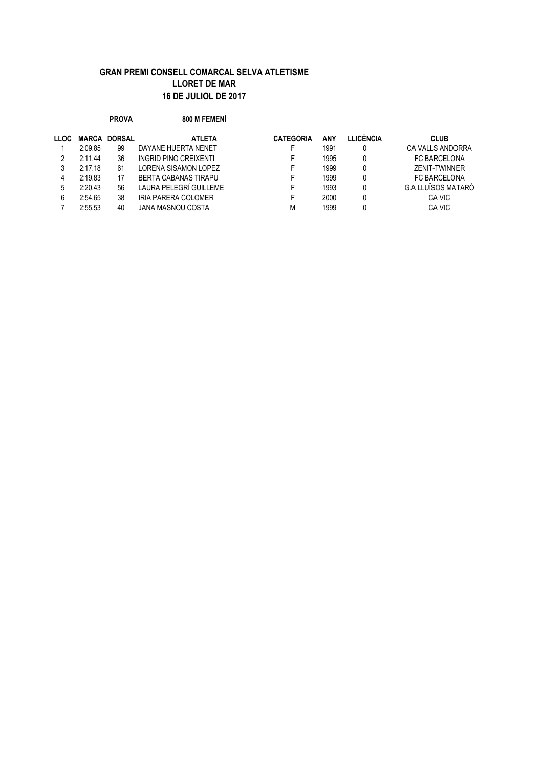**GRAN PREMI CONSELL COMARCAL SELVA ATLETISME**
**LLORET DE MAR**
**16 DE JULIOL DE 2017**

**PROVA** **800 M FEMENÍ**

| LLOC | MARCA | DORSAL | ATLETA | CATEGORIA | ANY | LLICÈNCIA | CLUB |
|---|---|---|---|---|---|---|---|
| 1 | 2:09.85 | 99 | DAYANE HUERTA NENET | F | 1991 | 0 | CA VALLS ANDORRA |
| 2 | 2:11.44 | 36 | INGRID PINO CREIXENTI | F | 1995 | 0 | FC BARCELONA |
| 3 | 2:17.18 | 61 | LORENA SISAMON LOPEZ | F | 1999 | 0 | ZENIT-TWINNER |
| 4 | 2:19.83 | 17 | BERTA CABANAS TIRAPU | F | 1999 | 0 | FC BARCELONA |
| 5 | 2:20.43 | 56 | LAURA PELEGRÍ GUILLEME | F | 1993 | 0 | G.A LLUÏSOS MATARÓ |
| 6 | 2:54.65 | 38 | IRIA PARERA COLOMER | F | 2000 | 0 | CA VIC |
| 7 | 2:55.53 | 40 | JANA MASNOU COSTA | M | 1999 | 0 | CA VIC |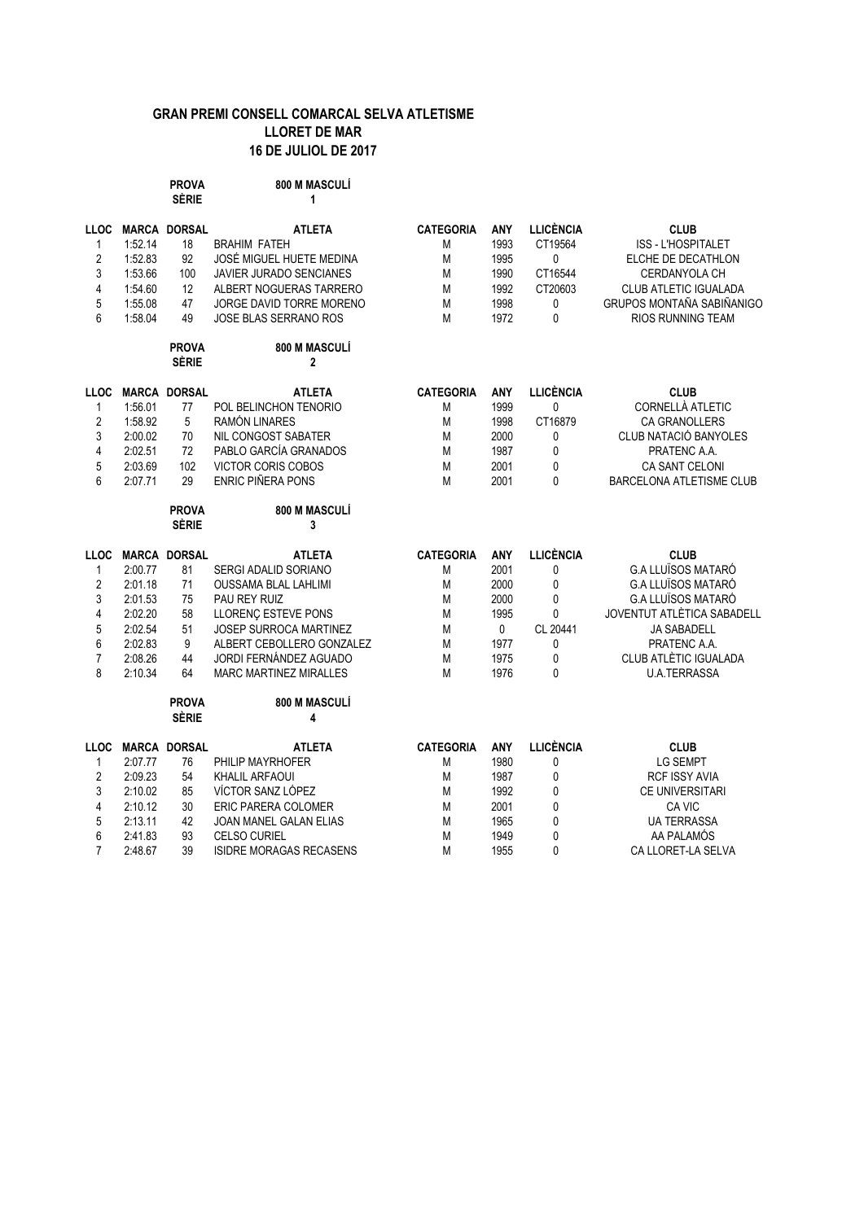# GRAN PREMI CONSELL COMARCAL SELVA ATLETISME

## LLORET DE MAR

## 16 DE JULIOL DE 2017

**PROVA** 800 M MASCULÍ
**SÈRIE** 1

| LLOC | MARCA | DORSAL | ATLETA | CATEGORIA | ANY | LLICÈNCIA | CLUB |
|---|---|---|---|---|---|---|---|
| 1 | 1:52.14 | 18 | BRAHIM FATEH | M | 1993 | CT19564 | ISS - L'HOSPITALET |
| 2 | 1:52.83 | 92 | JOSÉ MIGUEL HUETE MEDINA | M | 1995 | 0 | ELCHE DE DECATHLON |
| 3 | 1:53.66 | 100 | JAVIER JURADO SENCIANES | M | 1990 | CT16544 | CERDANYOLA CH |
| 4 | 1:54.60 | 12 | ALBERT NOGUERAS TARRERO | M | 1992 | CT20603 | CLUB ATLETIC IGUALADA |
| 5 | 1:55.08 | 47 | JORGE DAVID TORRE MORENO | M | 1998 | 0 | GRUPOS MONTAÑA SABIÑANIGO |
| 6 | 1:58.04 | 49 | JOSE BLAS SERRANO ROS | M | 1972 | 0 | RIOS RUNNING TEAM |

**PROVA** 800 M MASCULÍ
**SÈRIE** 2

| LLOC | MARCA | DORSAL | ATLETA | CATEGORIA | ANY | LLICÈNCIA | CLUB |
|---|---|---|---|---|---|---|---|
| 1 | 1:56.01 | 77 | POL BELINCHON TENORIO | M | 1999 | 0 | CORNELLÀ ATLETIC |
| 2 | 1:58.92 | 5 | RAMÓN LINARES | M | 1998 | CT16879 | CA GRANOLLERS |
| 3 | 2:00.02 | 70 | NIL CONGOST SABATER | M | 2000 | 0 | CLUB NATACIÓ BANYOLES |
| 4 | 2:02.51 | 72 | PABLO GARCÍA GRANADOS | M | 1987 | 0 | PRATENC A.A. |
| 5 | 2:03.69 | 102 | VICTOR CORIS COBOS | M | 2001 | 0 | CA SANT CELONI |
| 6 | 2:07.71 | 29 | ENRIC PIÑERA PONS | M | 2001 | 0 | BARCELONA ATLETISME CLUB |

**PROVA** 800 M MASCULÍ
**SÈRIE** 3

| LLOC | MARCA | DORSAL | ATLETA | CATEGORIA | ANY | LLICÈNCIA | CLUB |
|---|---|---|---|---|---|---|---|
| 1 | 2:00.77 | 81 | SERGI ADALID SORIANO | M | 2001 | 0 | G.A LLUÏSOS MATARÓ |
| 2 | 2:01.18 | 71 | OUSSAMA BLAL LAHLIMI | M | 2000 | 0 | G.A LLUÏSOS MATARÓ |
| 3 | 2:01.53 | 75 | PAU REY RUIZ | M | 2000 | 0 | G.A LLUÏSOS MATARÓ |
| 4 | 2:02.20 | 58 | LLORENÇ ESTEVE PONS | M | 1995 | 0 | JOVENTUT ATLÈTICA SABADELL |
| 5 | 2:02.54 | 51 | JOSEP SURROCA MARTINEZ | M | 0 | CL 20441 | JA SABADELL |
| 6 | 2:02.83 | 9 | ALBERT CEBOLLERO GONZALEZ | M | 1977 | 0 | PRATENC A.A. |
| 7 | 2:08.26 | 44 | JORDI FERNÁNDEZ AGUADO | M | 1975 | 0 | CLUB ATLÈTIC IGUALADA |
| 8 | 2:10.34 | 64 | MARC MARTINEZ MIRALLES | M | 1976 | 0 | U.A.TERRASSA |

**PROVA** 800 M MASCULÍ
**SÈRIE** 4

| LLOC | MARCA | DORSAL | ATLETA | CATEGORIA | ANY | LLICÈNCIA | CLUB |
|---|---|---|---|---|---|---|---|
| 1 | 2:07.77 | 76 | PHILIP MAYRHOFER | M | 1980 | 0 | LG SEMPT |
| 2 | 2:09.23 | 54 | KHALIL ARFAOUI | M | 1987 | 0 | RCF ISSY AVIA |
| 3 | 2:10.02 | 85 | VÍCTOR SANZ LÓPEZ | M | 1992 | 0 | CE UNIVERSITARI |
| 4 | 2:10.12 | 30 | ERIC PARERA COLOMER | M | 2001 | 0 | CA VIC |
| 5 | 2:13.11 | 42 | JOAN MANEL GALAN ELIAS | M | 1965 | 0 | UA TERRASSA |
| 6 | 2:41.83 | 93 | CELSO CURIEL | M | 1949 | 0 | AA PALAMÓS |
| 7 | 2:48.67 | 39 | ISIDRE MORAGAS RECASENS | M | 1955 | 0 | CA LLORET-LA SELVA |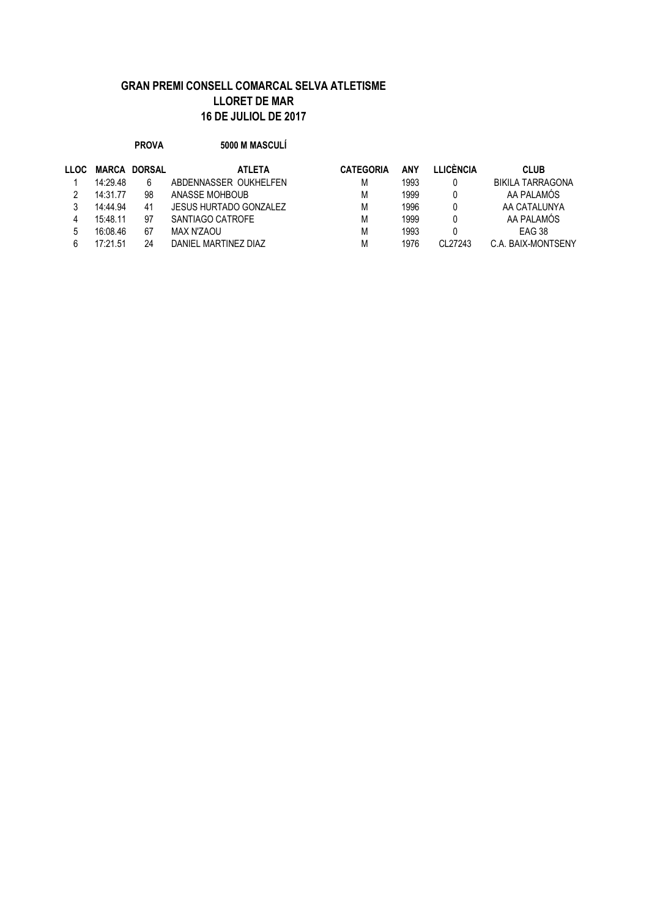# GRAN PREMI CONSELL COMARCAL SELVA ATLETISME
## LLORET DE MAR
## 16 DE JULIOL DE 2017

**PROVA** **5000 M MASCULÍ**

| LLOC | MARCA | DORSAL | ATLETA | CATEGORIA | ANY | LLICÈNCIA | CLUB |
|---|---|---|---|---|---|---|---|
| 1 | 14:29.48 | 6 | ABDENNASSER OUKHELFEN | M | 1993 | 0 | BIKILA TARRAGONA |
| 2 | 14:31.77 | 98 | ANASSE MOHBOUB | M | 1999 | 0 | AA PALAMÓS |
| 3 | 14:44.94 | 41 | JESUS HURTADO GONZALEZ | M | 1996 | 0 | AA CATALUNYA |
| 4 | 15:48.11 | 97 | SANTIAGO CATROFE | M | 1999 | 0 | AA PALAMÓS |
| 5 | 16:08.46 | 67 | MAX N'ZAOU | M | 1993 | 0 | EAG 38 |
| 6 | 17:21.51 | 24 | DANIEL MARTINEZ DIAZ | M | 1976 | CL27243 | C.A. BAIX-MONTSENY |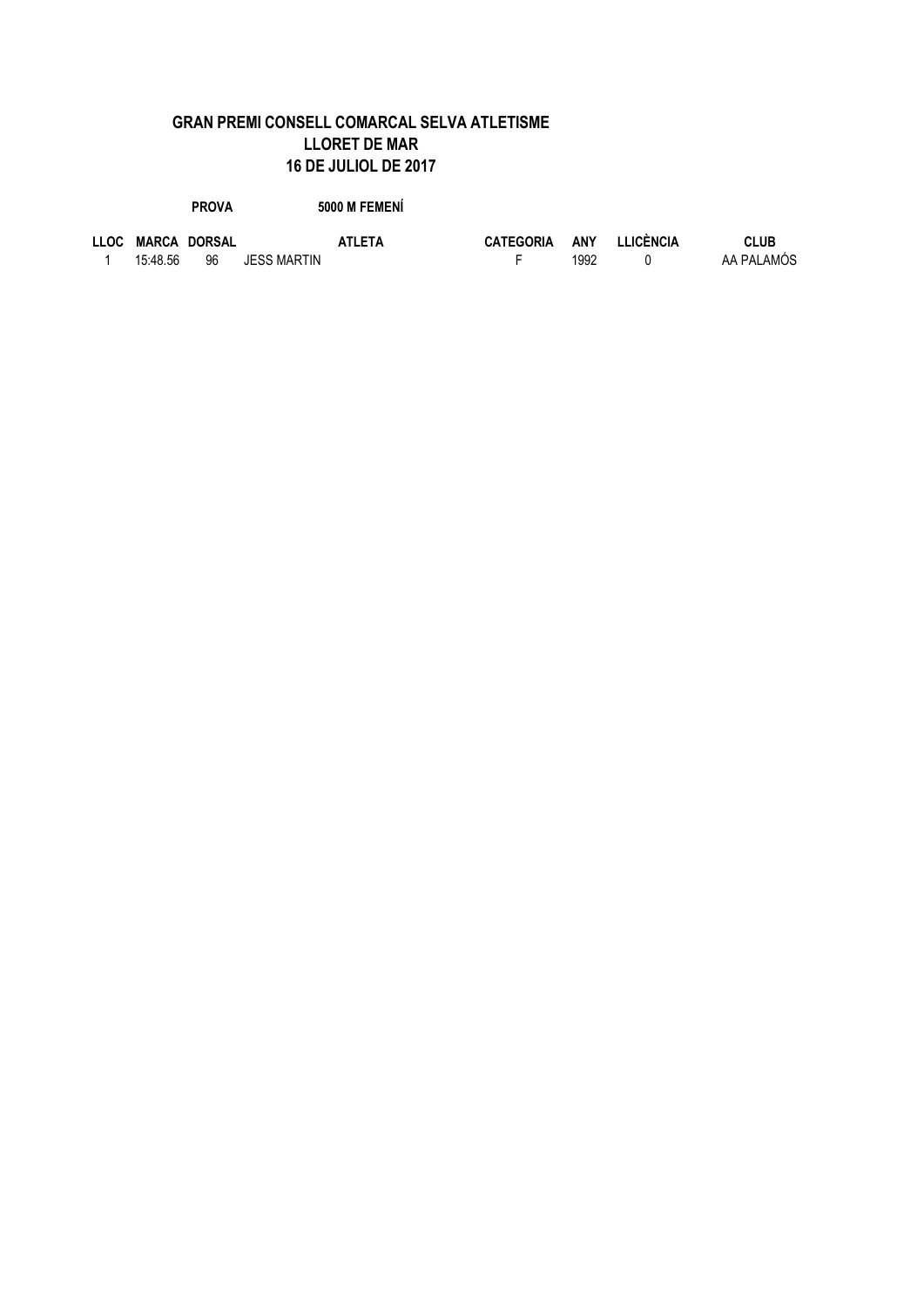**GRAN PREMI CONSELL COMARCAL SELVA ATLETISME**
**LLORET DE MAR**
**16 DE JULIOL DE 2017**

**PROVA** **5000 M FEMENÍ**

| LLOC | MARCA | DORSAL | ATLETA | CATEGORIA | ANY | LLICÈNCIA | CLUB |
|---|---|---|---|---|---|---|---|
| 1 | 15:48.56 | 96 | JESS MARTIN | F | 1992 | 0 | AA PALAMÓS |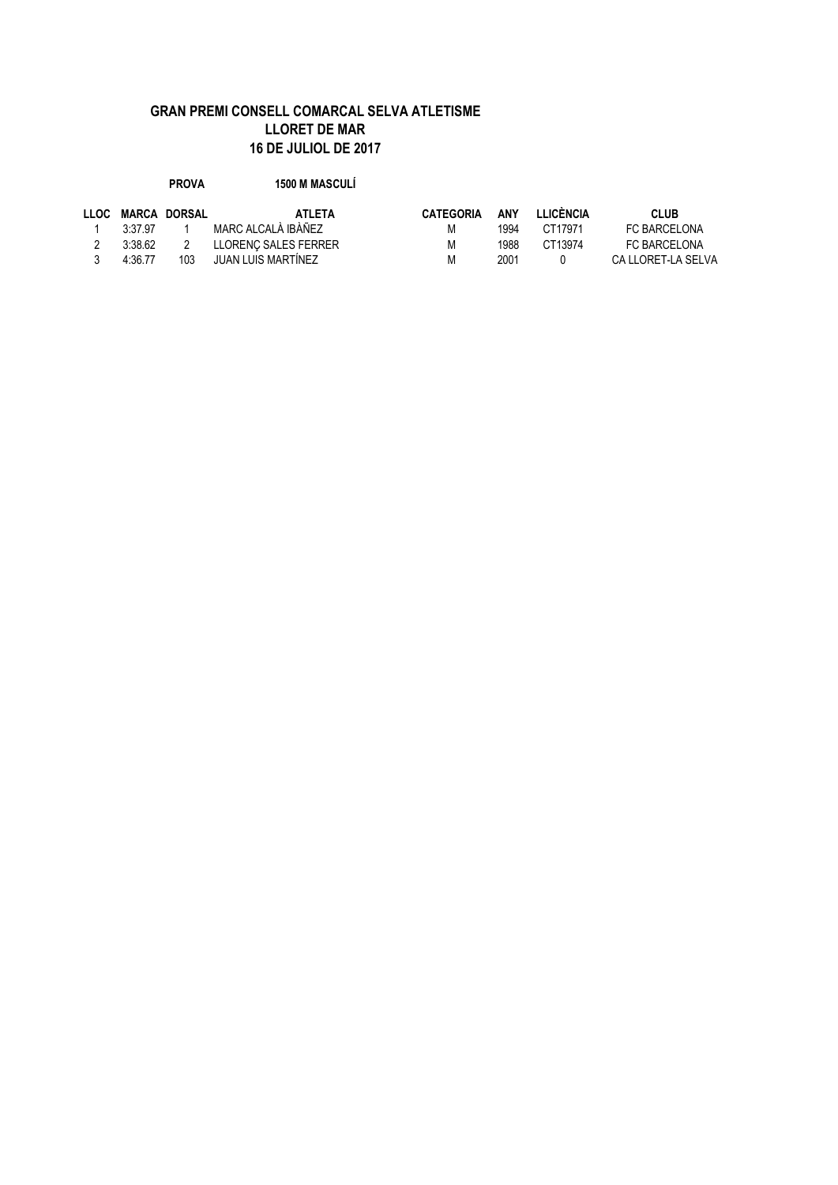**GRAN PREMI CONSELL COMARCAL SELVA ATLETISME**
**LLORET DE MAR**
**16 DE JULIOL DE 2017**

**PROVA** **1500 M MASCULÍ**

| LLOC | MARCA | DORSAL | ATLETA | CATEGORIA | ANY | LLICÈNCIA | CLUB |
|---|---|---|---|---|---|---|---|
| 1 | 3:37.97 | 1 | MARC ALCALÀ IBÀÑEZ | M | 1994 | CT17971 | FC BARCELONA |
| 2 | 3:38.62 | 2 | LLORENÇ SALES FERRER | M | 1988 | CT13974 | FC BARCELONA |
| 3 | 4:36.77 | 103 | JUAN LUIS MARTÍNEZ | M | 2001 | 0 | CA LLORET-LA SELVA |